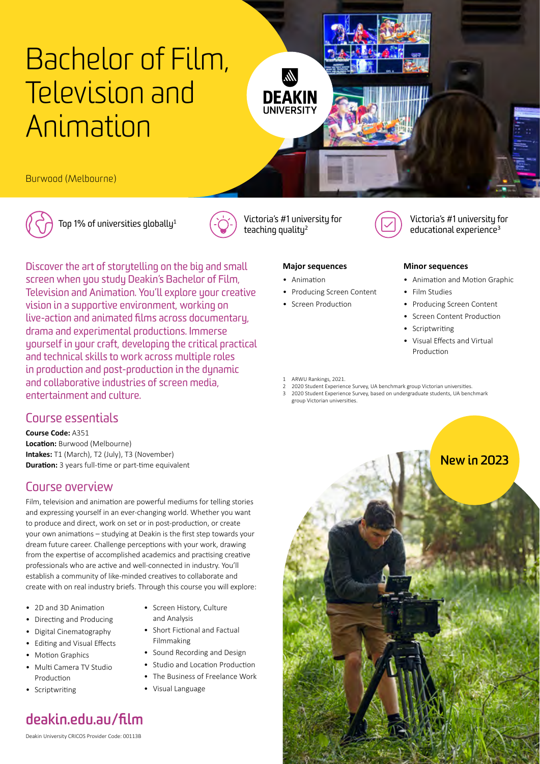# Bachelor of Film, Television and Animation

DEAKIN UNIVERSITY

Burwood (Melbourne)

Top 1% of universities globally[1]

Victoria's #1 university for teaching quality[2]

Victoria's #1 university for educational experience[3]

Discover the art of storytelling on the big and small screen when you study Deakin's Bachelor of Film, Television and Animation. You'll explore your creative vision in a supportive environment, working on live-action and animated films across documentary, drama and experimental productions. Immerse yourself in your craft, developing the critical practical and technical skills to work across multiple roles in production and post-production in the dynamic and collaborative industries of screen media, entertainment and culture.

**Major sequences**

- Animation
- Producing Screen Content
- Screen Production

**Minor sequences**

- Animation and Motion Graphic
- Film Studies
- Producing Screen Content
- Screen Content Production
- Scriptwriting
- Visual Effects and Virtual Production

1 ARWU Rankings, 2021.
2 2020 Student Experience Survey, UA benchmark group Victorian universities.
3 2020 Student Experience Survey, based on undergraduate students, UA benchmark group Victorian universities.

## Course essentials

**Course Code:** A351
**Location:** Burwood (Melbourne)
**Intakes:** T1 (March), T2 (July), T3 (November)
**Duration:** 3 years full-time or part-time equivalent

## Course overview

Film, television and animation are powerful mediums for telling stories and expressing yourself in an ever-changing world. Whether you want to produce and direct, work on set or in post-production, or create your own animations – studying at Deakin is the first step towards your dream future career. Challenge perceptions with your work, drawing from the expertise of accomplished academics and practising creative professionals who are active and well-connected in industry. You'll establish a community of like-minded creatives to collaborate and create with on real industry briefs. Through this course you will explore:

- 2D and 3D Animation
- Directing and Producing
- Digital Cinematography
- Editing and Visual Effects
- Motion Graphics
- Multi Camera TV Studio Production
- Scriptwriting
- Screen History, Culture and Analysis
- Short Fictional and Factual Filmmaking
- Sound Recording and Design
- Studio and Location Production
- The Business of Freelance Work
- Visual Language

New in 2023

**deakin.edu.au/film**

Deakin University CRICOS Provider Code: 00113B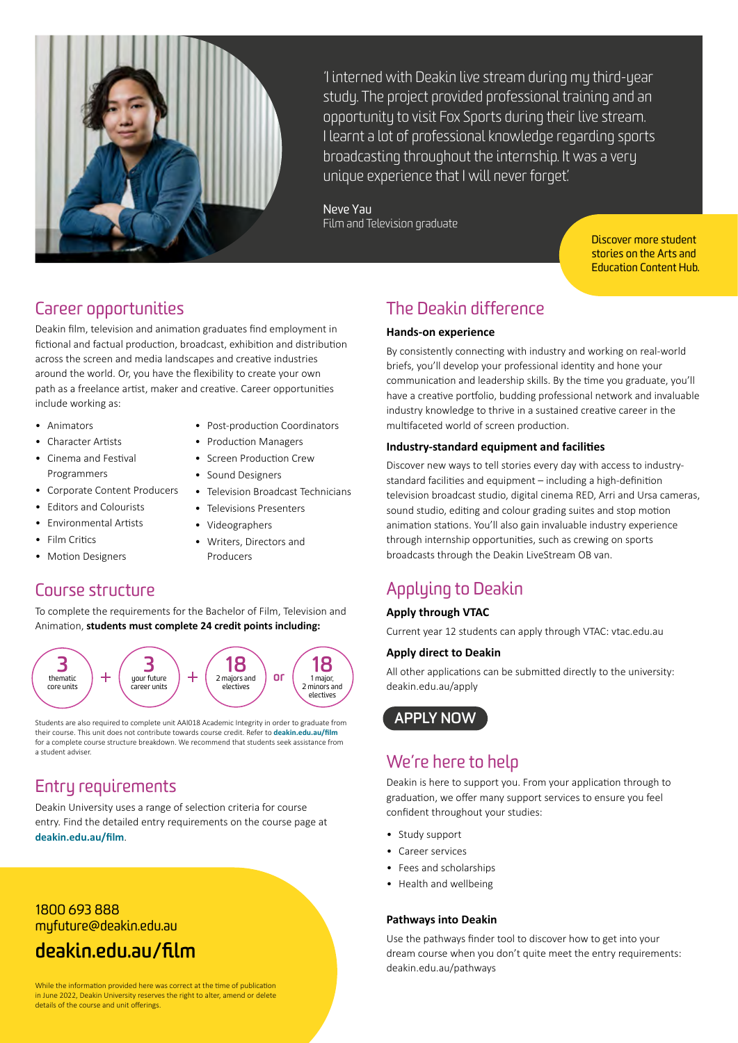'I interned with Deakin live stream during my third-year study. The project provided professional training and an opportunity to visit Fox Sports during their live stream. I learnt a lot of professional knowledge regarding sports broadcasting throughout the internship. It was a very unique experience that I will never forget.'

Neve Yau
Film and Television graduate

Discover more student stories on the Arts and Education Content Hub.

## Career opportunities

Deakin film, television and animation graduates find employment in fictional and factual production, broadcast, exhibition and distribution across the screen and media landscapes and creative industries around the world. Or, you have the flexibility to create your own path as a freelance artist, maker and creative. Career opportunities include working as:

- Animators
- Character Artists
- Cinema and Festival Programmers
- Corporate Content Producers
- Editors and Colourists
- Environmental Artists
- Film Critics
- Motion Designers
- Post-production Coordinators
- Production Managers
- Screen Production Crew
- Sound Designers
- Television Broadcast Technicians
- Televisions Presenters
- Videographers
- Writers, Directors and Producers

## Course structure

To complete the requirements for the Bachelor of Film, Television and Animation, **students must complete 24 credit points including:**

3 thematic core units + 3 your future career units + 18 2 majors and electives or 18 1 major, 2 minors and electives

Students are also required to complete unit AAI018 Academic Integrity in order to graduate from their course. This unit does not contribute towards course credit. Refer to **deakin.edu.au/film** for a complete course structure breakdown. We recommend that students seek assistance from a student adviser.

## Entry requirements

Deakin University uses a range of selection criteria for course entry. Find the detailed entry requirements on the course page at **deakin.edu.au/film**.

1800 693 888
myfuture@deakin.edu.au

**deakin.edu.au/film**

While the information provided here was correct at the time of publication in June 2022, Deakin University reserves the right to alter, amend or delete details of the course and unit offerings.

## The Deakin difference

**Hands-on experience**

By consistently connecting with industry and working on real-world briefs, you'll develop your professional identity and hone your communication and leadership skills. By the time you graduate, you'll have a creative portfolio, budding professional network and invaluable industry knowledge to thrive in a sustained creative career in the multifaceted world of screen production.

**Industry-standard equipment and facilities**

Discover new ways to tell stories every day with access to industry-standard facilities and equipment – including a high-definition television broadcast studio, digital cinema RED, Arri and Ursa cameras, sound studio, editing and colour grading suites and stop motion animation stations. You'll also gain invaluable industry experience through internship opportunities, such as crewing on sports broadcasts through the Deakin LiveStream OB van.

## Applying to Deakin

**Apply through VTAC**

Current year 12 students can apply through VTAC: vtac.edu.au

**Apply direct to Deakin**

All other applications can be submitted directly to the university: deakin.edu.au/apply

APPLY NOW

## We're here to help

Deakin is here to support you. From your application through to graduation, we offer many support services to ensure you feel confident throughout your studies:

- Study support
- Career services
- Fees and scholarships
- Health and wellbeing

**Pathways into Deakin**

Use the pathways finder tool to discover how to get into your dream course when you don't quite meet the entry requirements: deakin.edu.au/pathways